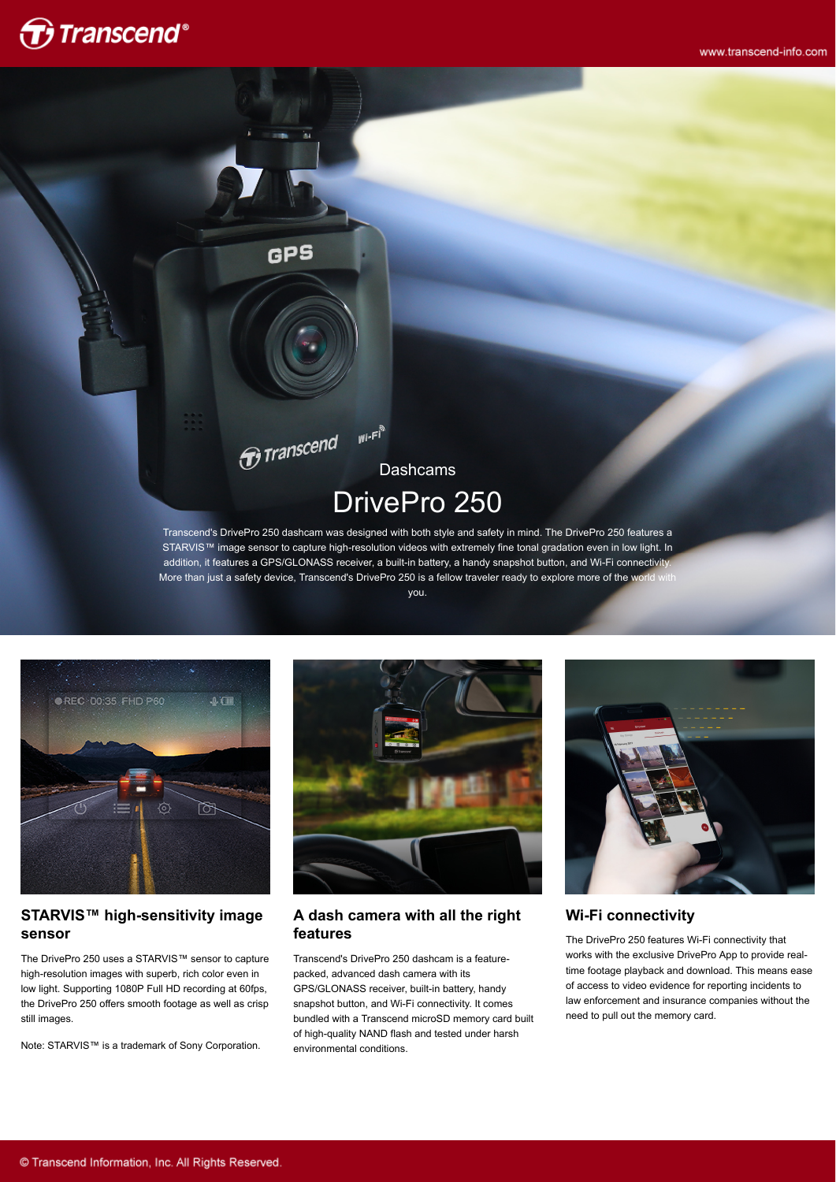Dashcams

# DrivePro 250

Transcend's DrivePro 250 dashcam was designed with both style and safety in mind. The DrivePro 250 features a STARVIS™ image sensor to capture high-resolution videos with extremely fine tonal gradation even in low light. In addition, it features a GPS/GLONASS receiver, a built-in battery, a handy snapshot button, and Wi-Fi connectivity. More than just a safety device, Transcend's DrivePro 250 is a fellow traveler ready to explore more of the world with you.

## STARVIS™ high-sensitivity image sensor

The DrivePro 250 uses a STARVIS™ sensor to capture high-resolution images with superb, rich color even in low light. Supporting 1080P Full HD recording at 60fps, the DrivePro 250 offers smooth footage as well as crisp still images.

Note: STARVIS™ is a trademark of Sony Corporation.

## A dash camera with all the right features

Transcend's DrivePro 250 dashcam is a feature-packed, advanced dash camera with its GPS/GLONASS receiver, built-in battery, handy snapshot button, and Wi-Fi connectivity. It comes bundled with a Transcend microSD memory card built of high-quality NAND flash and tested under harsh environmental conditions.

## Wi-Fi connectivity

The DrivePro 250 features Wi-Fi connectivity that works with the exclusive DrivePro App to provide real-time footage playback and download. This means ease of access to video evidence for reporting incidents to law enforcement and insurance companies without the need to pull out the memory card.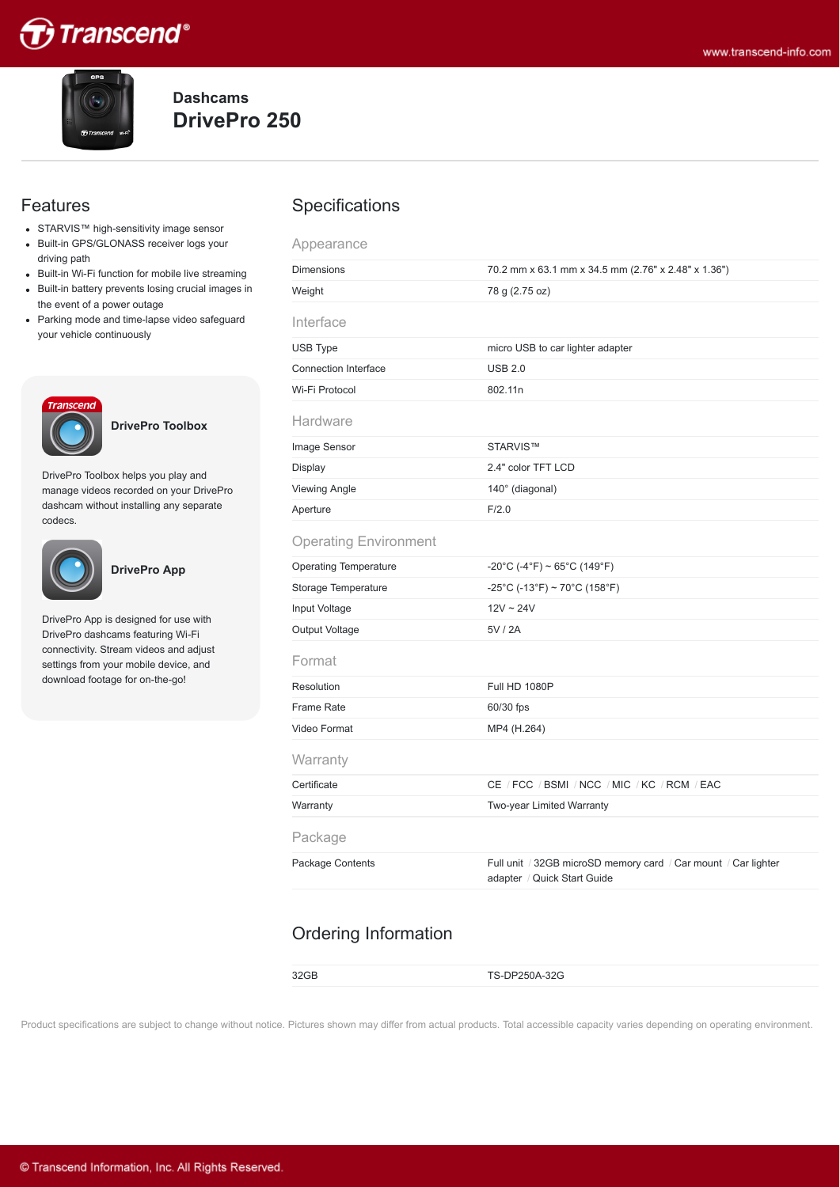# Dashcams

## DrivePro 250

## Features

- STARVIS™ high-sensitivity image sensor
- Built-in GPS/GLONASS receiver logs your driving path
- Built-in Wi-Fi function for mobile live streaming
- Built-in battery prevents losing crucial images in the event of a power outage
- Parking mode and time-lapse video safeguard your vehicle continuously

### DrivePro Toolbox

DrivePro Toolbox helps you play and manage videos recorded on your DrivePro dashcam without installing any separate codecs.

### DrivePro App

DrivePro App is designed for use with DrivePro dashcams featuring Wi-Fi connectivity. Stream videos and adjust settings from your mobile device, and download footage for on-the-go!

## Specifications

### Appearance

| | |
|---|---|
| Dimensions | 70.2 mm x 63.1 mm x 34.5 mm (2.76" x 2.48" x 1.36") |
| Weight | 78 g (2.75 oz) |

### Interface

| | |
|---|---|
| USB Type | micro USB to car lighter adapter |
| Connection Interface | USB 2.0 |
| Wi-Fi Protocol | 802.11n |

### Hardware

| | |
|---|---|
| Image Sensor | STARVIS™ |
| Display | 2.4" color TFT LCD |
| Viewing Angle | 140° (diagonal) |
| Aperture | F/2.0 |

### Operating Environment

| | |
|---|---|
| Operating Temperature | -20°C (-4°F) ~ 65°C (149°F) |
| Storage Temperature | -25°C (-13°F) ~ 70°C (158°F) |
| Input Voltage | 12V ~ 24V |
| Output Voltage | 5V / 2A |

### Format

| | |
|---|---|
| Resolution | Full HD 1080P |
| Frame Rate | 60/30 fps |
| Video Format | MP4 (H.264) |

### Warranty

| | |
|---|---|
| Certificate | CE / FCC / BSMI / NCC / MIC / KC / RCM / EAC |
| Warranty | Two-year Limited Warranty |

### Package

| | |
|---|---|
| Package Contents | Full unit / 32GB microSD memory card / Car mount / Car lighter adapter / Quick Start Guide |

## Ordering Information

| | |
|---|---|
| 32GB | TS-DP250A-32G |

Product specifications are subject to change without notice. Pictures shown may differ from actual products. Total accessible capacity varies depending on operating environment.